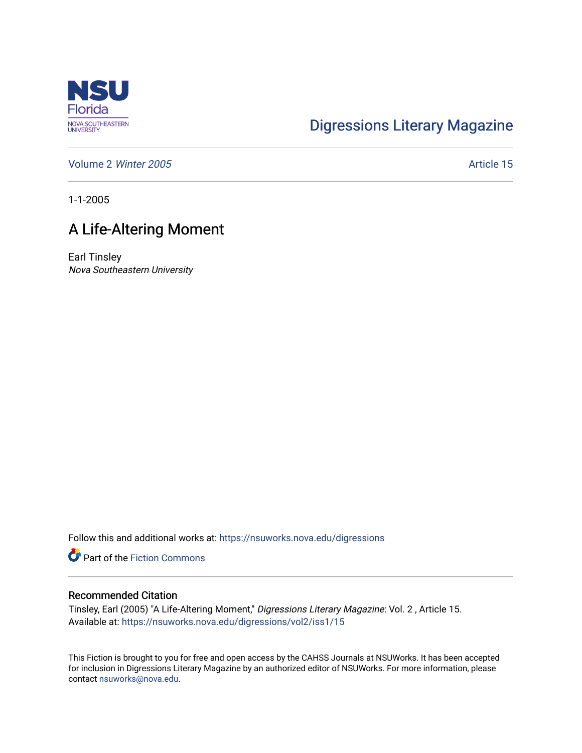Digressions Literary Magazine

Volume 2 *Winter 2005* Article 15

1-1-2005

# A Life-Altering Moment

Earl Tinsley
*Nova Southeastern University*

Follow this and additional works at: https://nsuworks.nova.edu/digressions

Part of the Fiction Commons

## Recommended Citation

Tinsley, Earl (2005) "A Life-Altering Moment," *Digressions Literary Magazine*: Vol. 2 , Article 15.
Available at: https://nsuworks.nova.edu/digressions/vol2/iss1/15

This Fiction is brought to you for free and open access by the CAHSS Journals at NSUWorks. It has been accepted for inclusion in Digressions Literary Magazine by an authorized editor of NSUWorks. For more information, please contact nsuworks@nova.edu.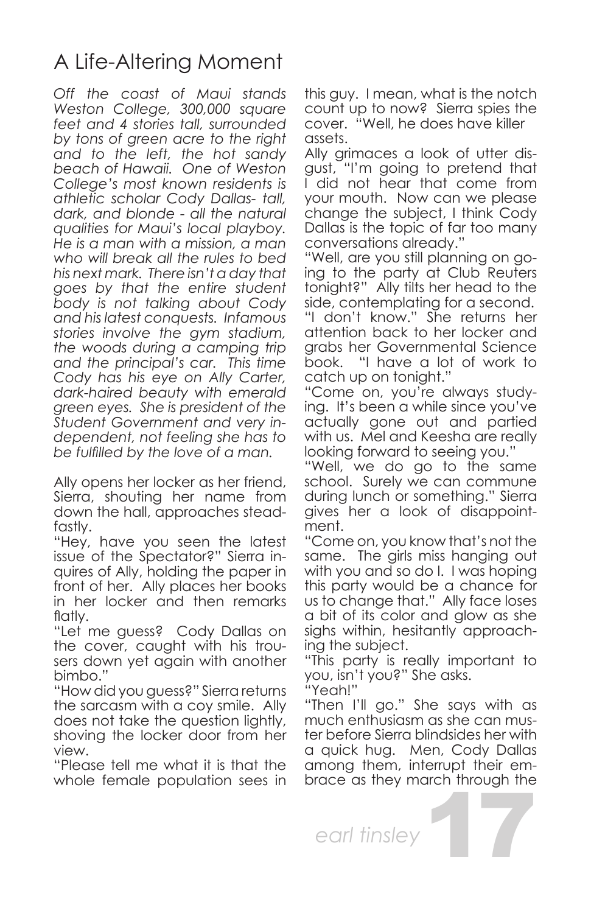# A Life-Altering Moment

*Off the coast of Maui stands Weston College, 300,000 square feet and 4 stories tall, surrounded by tons of green acre to the right and to the left, the hot sandy beach of Hawaii. One of Weston College's most known residents is athletic scholar Cody Dallas- tall, dark, and blonde - all the natural qualities for Maui's local playboy. He is a man with a mission, a man who will break all the rules to bed his next mark. There isn't a day that goes by that the entire student body is not talking about Cody and his latest conquests. Infamous stories involve the gym stadium, the woods during a camping trip and the principal's car. This time Cody has his eye on Ally Carter, dark-haired beauty with emerald green eyes. She is president of the Student Government and very independent, not feeling she has to be fulfilled by the love of a man.*

Ally opens her locker as her friend, Sierra, shouting her name from down the hall, approaches steadfastly.

"Hey, have you seen the latest issue of the Spectator?" Sierra inquires of Ally, holding the paper in front of her. Ally places her books in her locker and then remarks flatly.

"Let me guess? Cody Dallas on the cover, caught with his trousers down yet again with another bimbo."

"How did you guess?" Sierra returns the sarcasm with a coy smile. Ally does not take the question lightly, shoving the locker door from her view.

"Please tell me what it is that the whole female population sees in this guy. I mean, what is the notch count up to now? Sierra spies the cover. "Well, he does have killer assets.

Ally grimaces a look of utter disgust, "I'm going to pretend that I did not hear that come from your mouth. Now can we please change the subject, I think Cody Dallas is the topic of far too many conversations already."

"Well, are you still planning on going to the party at Club Reuters tonight?" Ally tilts her head to the side, contemplating for a second. "I don't know." She returns her attention back to her locker and grabs her Governmental Science book. "I have a lot of work to catch up on tonight."

"Come on, you're always studying. It's been a while since you've actually gone out and partied with us. Mel and Keesha are really looking forward to seeing you."

"Well, we do go to the same school. Surely we can commune during lunch or something." Sierra gives her a look of disappointment.

"Come on, you know that's not the same. The girls miss hanging out with you and so do I. I was hoping this party would be a chance for us to change that." Ally face loses a bit of its color and glow as she sighs within, hesitantly approaching the subject.

"This party is really important to you, isn't you?" She asks.

"Yeah!"

"Then I'll go." She says with as much enthusiasm as she can muster before Sierra blindsides her with a quick hug. Men, Cody Dallas among them, interrupt their embrace as they march through the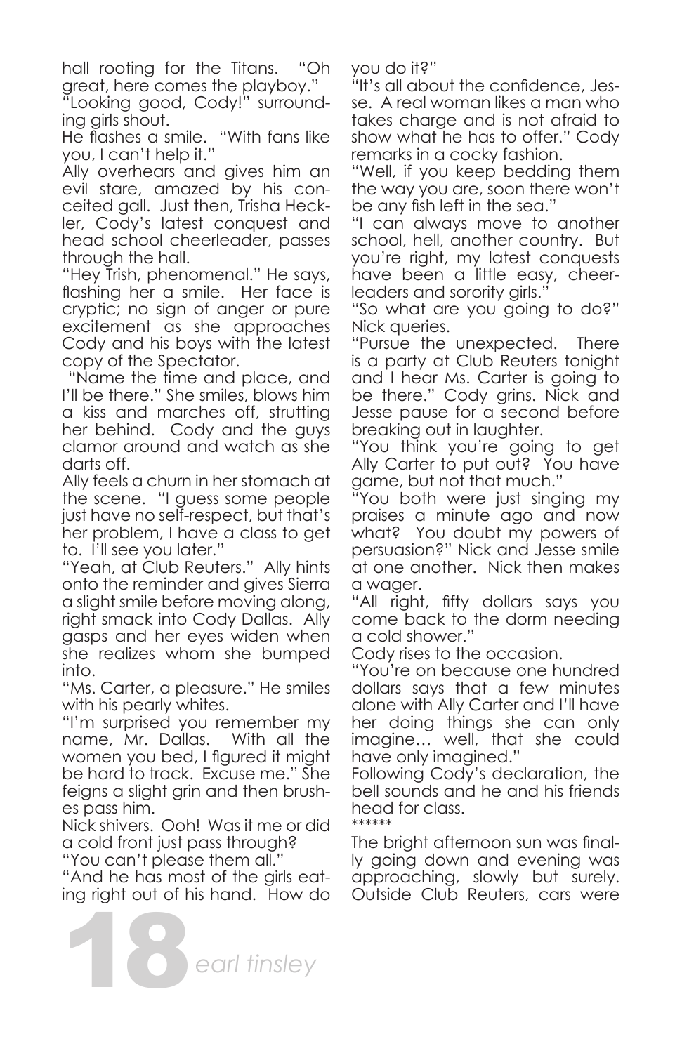hall rooting for the Titans. "Oh great, here comes the playboy."

"Looking good, Cody!" surrounding girls shout.

He flashes a smile. "With fans like you, I can't help it."

Ally overhears and gives him an evil stare, amazed by his conceited gall. Just then, Trisha Heckler, Cody's latest conquest and head school cheerleader, passes through the hall.

"Hey Trish, phenomenal." He says, flashing her a smile. Her face is cryptic; no sign of anger or pure excitement as she approaches Cody and his boys with the latest copy of the Spectator.

"Name the time and place, and I'll be there." She smiles, blows him a kiss and marches off, strutting her behind. Cody and the guys clamor around and watch as she darts off.

Ally feels a churn in her stomach at the scene. "I guess some people just have no self-respect, but that's her problem, I have a class to get to. I'll see you later."

"Yeah, at Club Reuters." Ally hints onto the reminder and gives Sierra a slight smile before moving along, right smack into Cody Dallas. Ally gasps and her eyes widen when she realizes whom she bumped into.

"Ms. Carter, a pleasure." He smiles with his pearly whites.

"I'm surprised you remember my name, Mr. Dallas. With all the women you bed, I figured it might be hard to track. Excuse me." She feigns a slight grin and then brushes pass him.

Nick shivers. Ooh! Was it me or did a cold front just pass through?

"You can't please them all."

"And he has most of the girls eating right out of his hand. How do you do it?"

"It's all about the confidence, Jesse. A real woman likes a man who takes charge and is not afraid to show what he has to offer." Cody remarks in a cocky fashion.

"Well, if you keep bedding them the way you are, soon there won't be any fish left in the sea."

"I can always move to another school, hell, another country. But you're right, my latest conquests have been a little easy, cheerleaders and sorority girls."

"So what are you going to do?" Nick queries.

"Pursue the unexpected. There is a party at Club Reuters tonight and I hear Ms. Carter is going to be there." Cody grins. Nick and Jesse pause for a second before breaking out in laughter.

"You think you're going to get Ally Carter to put out? You have game, but not that much."

"You both were just singing my praises a minute ago and now what? You doubt my powers of persuasion?" Nick and Jesse smile at one another. Nick then makes a wager.

"All right, fifty dollars says you come back to the dorm needing a cold shower."

Cody rises to the occasion.

"You're on because one hundred dollars says that a few minutes alone with Ally Carter and I'll have her doing things she can only imagine… well, that she could have only imagined."

Following Cody's declaration, the bell sounds and he and his friends head for class.

\*\*\*\*\*\*

The bright afternoon sun was finally going down and evening was approaching, slowly but surely. Outside Club Reuters, cars were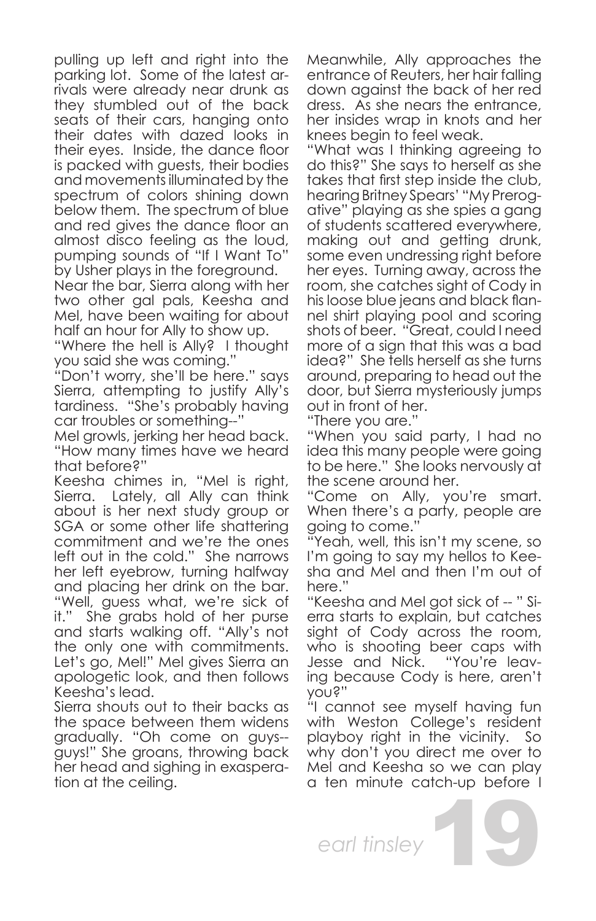pulling up left and right into the parking lot. Some of the latest arrivals were already near drunk as they stumbled out of the back seats of their cars, hanging onto their dates with dazed looks in their eyes. Inside, the dance floor is packed with guests, their bodies and movements illuminated by the spectrum of colors shining down below them. The spectrum of blue and red gives the dance floor an almost disco feeling as the loud, pumping sounds of "If I Want To" by Usher plays in the foreground.

Near the bar, Sierra along with her two other gal pals, Keesha and Mel, have been waiting for about half an hour for Ally to show up.

"Where the hell is Ally? I thought you said she was coming."

"Don't worry, she'll be here." says Sierra, attempting to justify Ally's tardiness. "She's probably having car troubles or something--"

Mel growls, jerking her head back. "How many times have we heard that before?"

Keesha chimes in, "Mel is right, Sierra. Lately, all Ally can think about is her next study group or SGA or some other life shattering commitment and we're the ones left out in the cold." She narrows her left eyebrow, turning halfway and placing her drink on the bar. "Well, guess what, we're sick of it." She grabs hold of her purse and starts walking off. "Ally's not the only one with commitments. Let's go, Mel!" Mel gives Sierra an apologetic look, and then follows Keesha's lead.

Sierra shouts out to their backs as the space between them widens gradually. "Oh come on guys--guys!" She groans, throwing back her head and sighing in exasperation at the ceiling.

Meanwhile, Ally approaches the entrance of Reuters, her hair falling down against the back of her red dress. As she nears the entrance, her insides wrap in knots and her knees begin to feel weak.

"What was I thinking agreeing to do this?" She says to herself as she takes that first step inside the club, hearing Britney Spears' "My Prerogative" playing as she spies a gang of students scattered everywhere, making out and getting drunk, some even undressing right before her eyes. Turning away, across the room, she catches sight of Cody in his loose blue jeans and black flannel shirt playing pool and scoring shots of beer. "Great, could I need more of a sign that this was a bad idea?" She tells herself as she turns around, preparing to head out the door, but Sierra mysteriously jumps out in front of her.

"There you are."

"When you said party, I had no idea this many people were going to be here." She looks nervously at the scene around her.

"Come on Ally, you're smart. When there's a party, people are going to come."

"Yeah, well, this isn't my scene, so I'm going to say my hellos to Keesha and Mel and then I'm out of here."

"Keesha and Mel got sick of -- " Sierra starts to explain, but catches sight of Cody across the room, who is shooting beer caps with Jesse and Nick. "You're leaving because Cody is here, aren't you?"

"I cannot see myself having fun with Weston College's resident playboy right in the vicinity. So why don't you direct me over to Mel and Keesha so we can play a ten minute catch-up before I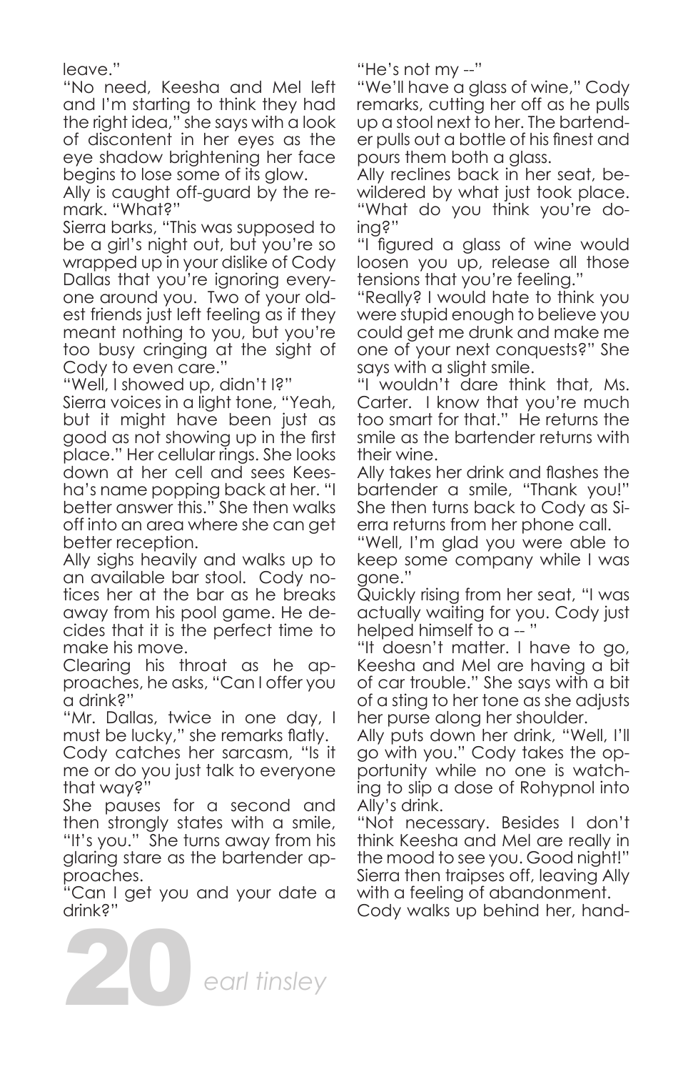leave."

"No need, Keesha and Mel left and I'm starting to think they had the right idea," she says with a look of discontent in her eyes as the eye shadow brightening her face begins to lose some of its glow.

Ally is caught off-guard by the remark. "What?"

Sierra barks, "This was supposed to be a girl's night out, but you're so wrapped up in your dislike of Cody Dallas that you're ignoring everyone around you. Two of your oldest friends just left feeling as if they meant nothing to you, but you're too busy cringing at the sight of Cody to even care."

"Well, I showed up, didn't I?"

Sierra voices in a light tone, "Yeah, but it might have been just as good as not showing up in the first place." Her cellular rings. She looks down at her cell and sees Keesha's name popping back at her. "I better answer this." She then walks off into an area where she can get better reception.

Ally sighs heavily and walks up to an available bar stool. Cody notices her at the bar as he breaks away from his pool game. He decides that it is the perfect time to make his move.

Clearing his throat as he approaches, he asks, "Can I offer you a drink?"

"Mr. Dallas, twice in one day, I must be lucky," she remarks flatly.

Cody catches her sarcasm, "Is it me or do you just talk to everyone that way?"

She pauses for a second and then strongly states with a smile, "It's you." She turns away from his glaring stare as the bartender approaches.

"Can I get you and your date a drink?"

"He's not my --"

"We'll have a glass of wine," Cody remarks, cutting her off as he pulls up a stool next to her. The bartender pulls out a bottle of his finest and pours them both a glass.

Ally reclines back in her seat, bewildered by what just took place. "What do you think you're doing?"

"I figured a glass of wine would loosen you up, release all those tensions that you're feeling."

"Really? I would hate to think you were stupid enough to believe you could get me drunk and make me one of your next conquests?" She says with a slight smile.

"I wouldn't dare think that, Ms. Carter. I know that you're much too smart for that." He returns the smile as the bartender returns with their wine.

Ally takes her drink and flashes the bartender a smile, "Thank you!" She then turns back to Cody as Sierra returns from her phone call.

"Well, I'm glad you were able to keep some company while I was gone."

Quickly rising from her seat, "I was actually waiting for you. Cody just helped himself to a -- "

"It doesn't matter. I have to go, Keesha and Mel are having a bit of car trouble." She says with a bit of a sting to her tone as she adjusts her purse along her shoulder.

Ally puts down her drink, "Well, I'll go with you." Cody takes the opportunity while no one is watching to slip a dose of Rohypnol into Ally's drink.

"Not necessary. Besides I don't think Keesha and Mel are really in the mood to see you. Good night!" Sierra then traipses off, leaving Ally with a feeling of abandonment.

Cody walks up behind her, hand-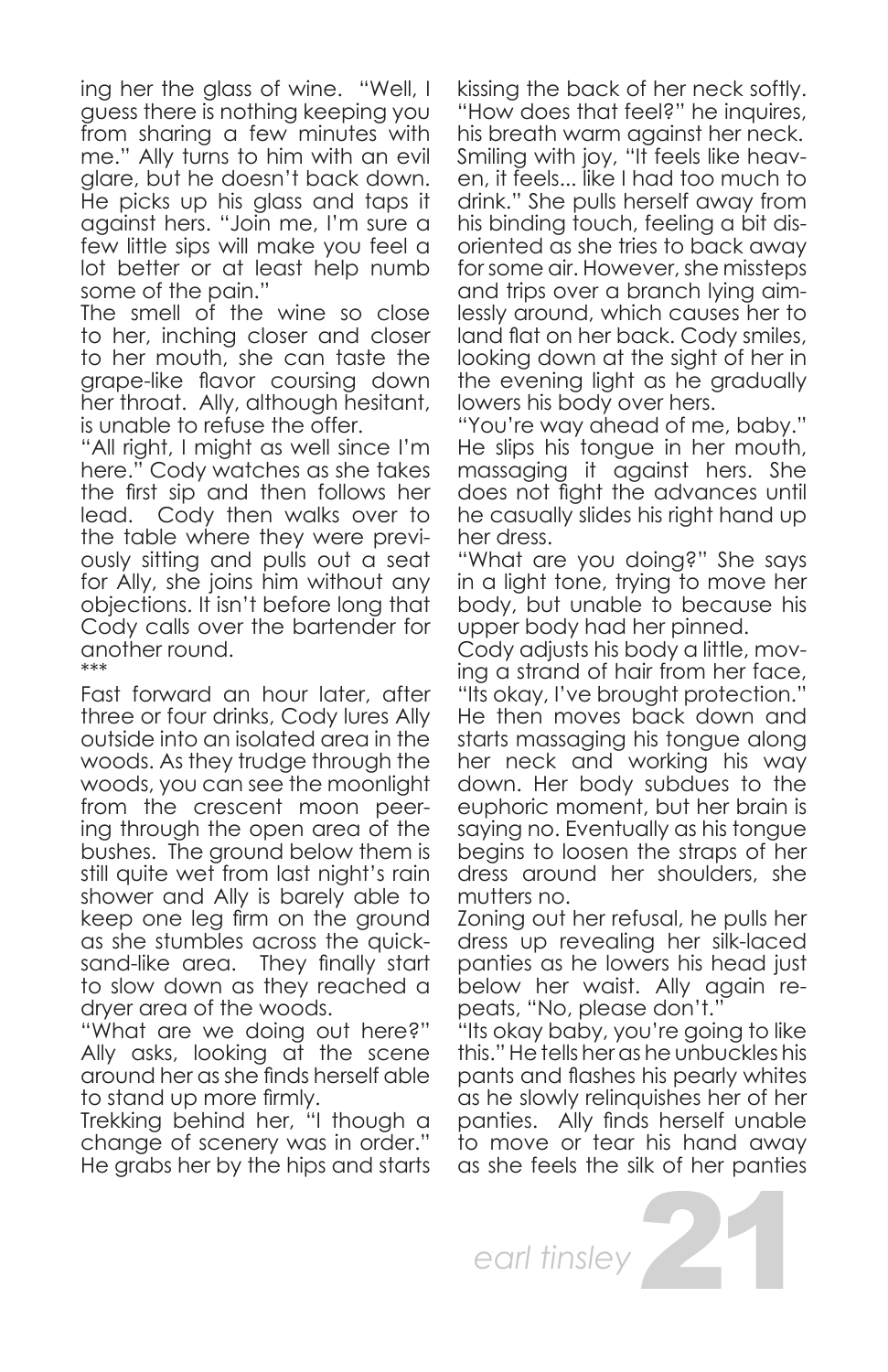ing her the glass of wine. "Well, I guess there is nothing keeping you from sharing a few minutes with me." Ally turns to him with an evil glare, but he doesn't back down. He picks up his glass and taps it against hers. "Join me, I'm sure a few little sips will make you feel a lot better or at least help numb some of the pain."

The smell of the wine so close to her, inching closer and closer to her mouth, she can taste the grape-like flavor coursing down her throat. Ally, although hesitant, is unable to refuse the offer.

"All right, I might as well since I'm here." Cody watches as she takes the first sip and then follows her lead. Cody then walks over to the table where they were previously sitting and pulls out a seat for Ally, she joins him without any objections. It isn't before long that Cody calls over the bartender for another round.

***

Fast forward an hour later, after three or four drinks, Cody lures Ally outside into an isolated area in the woods. As they trudge through the woods, you can see the moonlight from the crescent moon peering through the open area of the bushes. The ground below them is still quite wet from last night's rain shower and Ally is barely able to keep one leg firm on the ground as she stumbles across the quicksand-like area. They finally start to slow down as they reached a dryer area of the woods.

"What are we doing out here?" Ally asks, looking at the scene around her as she finds herself able to stand up more firmly.

Trekking behind her, "I though a change of scenery was in order." He grabs her by the hips and starts kissing the back of her neck softly. "How does that feel?" he inquires, his breath warm against her neck. Smiling with joy, "It feels like heaven, it feels... like I had too much to drink." She pulls herself away from his binding touch, feeling a bit disoriented as she tries to back away for some air. However, she missteps and trips over a branch lying aimlessly around, which causes her to land flat on her back. Cody smiles, looking down at the sight of her in the evening light as he gradually lowers his body over hers.

"You're way ahead of me, baby." He slips his tongue in her mouth, massaging it against hers. She does not fight the advances until he casually slides his right hand up her dress.

"What are you doing?" She says in a light tone, trying to move her body, but unable to because his upper body had her pinned.

Cody adjusts his body a little, moving a strand of hair from her face, "Its okay, I've brought protection." He then moves back down and starts massaging his tongue along her neck and working his way down. Her body subdues to the euphoric moment, but her brain is saying no. Eventually as his tongue begins to loosen the straps of her dress around her shoulders, she mutters no.

Zoning out her refusal, he pulls her dress up revealing her silk-laced panties as he lowers his head just below her waist. Ally again repeats, "No, please don't."

"Its okay baby, you're going to like this." He tells her as he unbuckles his pants and flashes his pearly whites as he slowly relinquishes her of her panties. Ally finds herself unable to move or tear his hand away as she feels the silk of her panties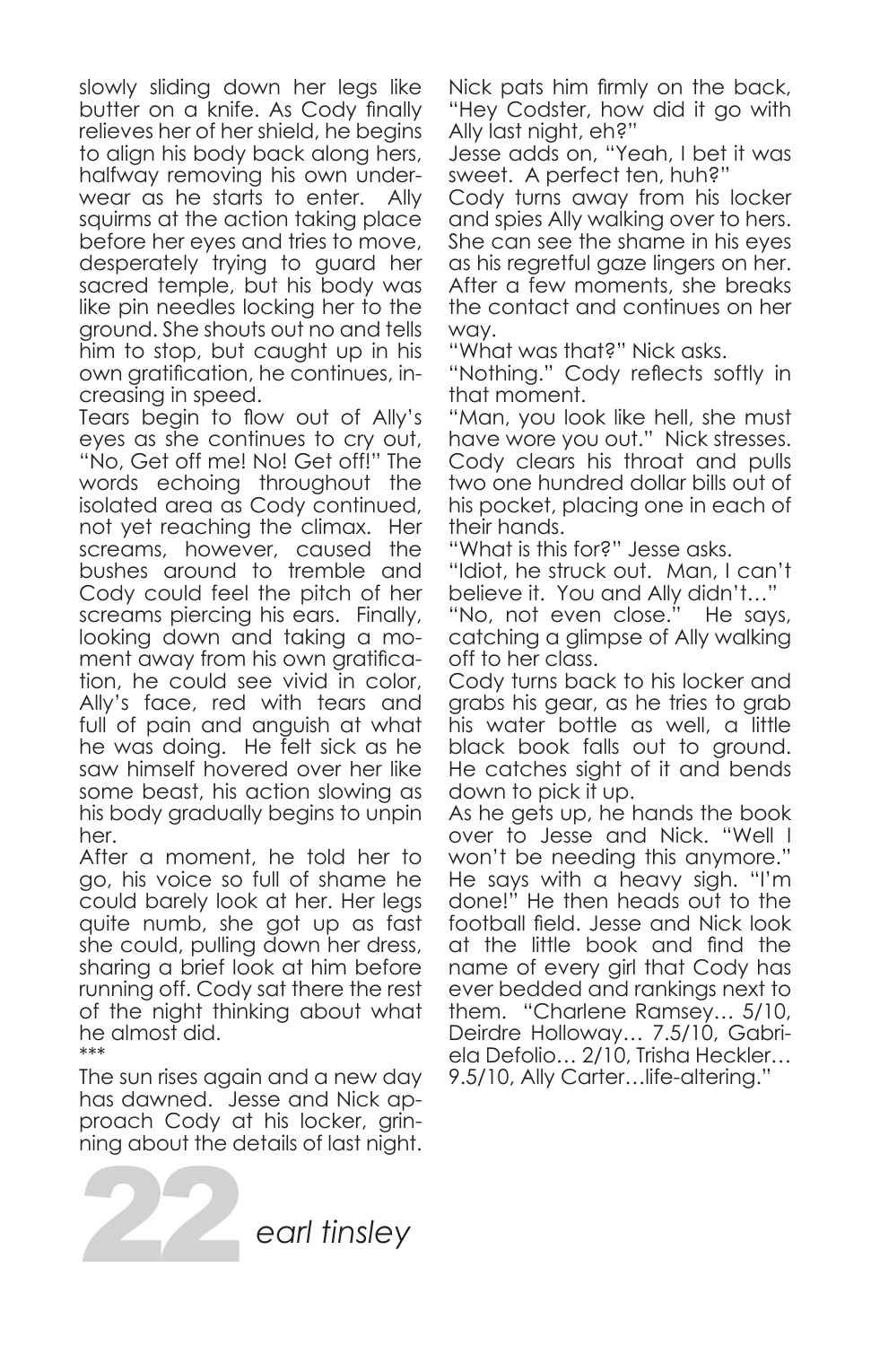slowly sliding down her legs like butter on a knife. As Cody finally relieves her of her shield, he begins to align his body back along hers, halfway removing his own underwear as he starts to enter. Ally squirms at the action taking place before her eyes and tries to move, desperately trying to guard her sacred temple, but his body was like pin needles locking her to the ground. She shouts out no and tells him to stop, but caught up in his own gratification, he continues, increasing in speed.

Tears begin to flow out of Ally's eyes as she continues to cry out, "No, Get off me! No! Get off!" The words echoing throughout the isolated area as Cody continued, not yet reaching the climax. Her screams, however, caused the bushes around to tremble and Cody could feel the pitch of her screams piercing his ears. Finally, looking down and taking a moment away from his own gratification, he could see vivid in color, Ally's face, red with tears and full of pain and anguish at what he was doing. He felt sick as he saw himself hovered over her like some beast, his action slowing as his body gradually begins to unpin her.

After a moment, he told her to go, his voice so full of shame he could barely look at her. Her legs quite numb, she got up as fast she could, pulling down her dress, sharing a brief look at him before running off. Cody sat there the rest of the night thinking about what he almost did.

***

The sun rises again and a new day has dawned. Jesse and Nick approach Cody at his locker, grinning about the details of last night. Nick pats him firmly on the back, "Hey Codster, how did it go with Ally last night, eh?"

Jesse adds on, "Yeah, I bet it was sweet. A perfect ten, huh?"

Cody turns away from his locker and spies Ally walking over to hers. She can see the shame in his eyes as his regretful gaze lingers on her. After a few moments, she breaks the contact and continues on her way.

"What was that?" Nick asks.

"Nothing." Cody reflects softly in that moment.

"Man, you look like hell, she must have wore you out." Nick stresses. Cody clears his throat and pulls two one hundred dollar bills out of his pocket, placing one in each of their hands.

"What is this for?" Jesse asks.

"Idiot, he struck out. Man, I can't believe it. You and Ally didn't…"

"No, not even close." He says, catching a glimpse of Ally walking off to her class.

Cody turns back to his locker and grabs his gear, as he tries to grab his water bottle as well, a little black book falls out to ground. He catches sight of it and bends down to pick it up.

As he gets up, he hands the book over to Jesse and Nick. "Well I won't be needing this anymore." He says with a heavy sigh. "I'm done!" He then heads out to the football field. Jesse and Nick look at the little book and find the name of every girl that Cody has ever bedded and rankings next to them. "Charlene Ramsey… 5/10, Deirdre Holloway… 7.5/10, Gabriela Defolio… 2/10, Trisha Heckler… 9.5/10, Ally Carter…life-altering."

*earl tinsley*